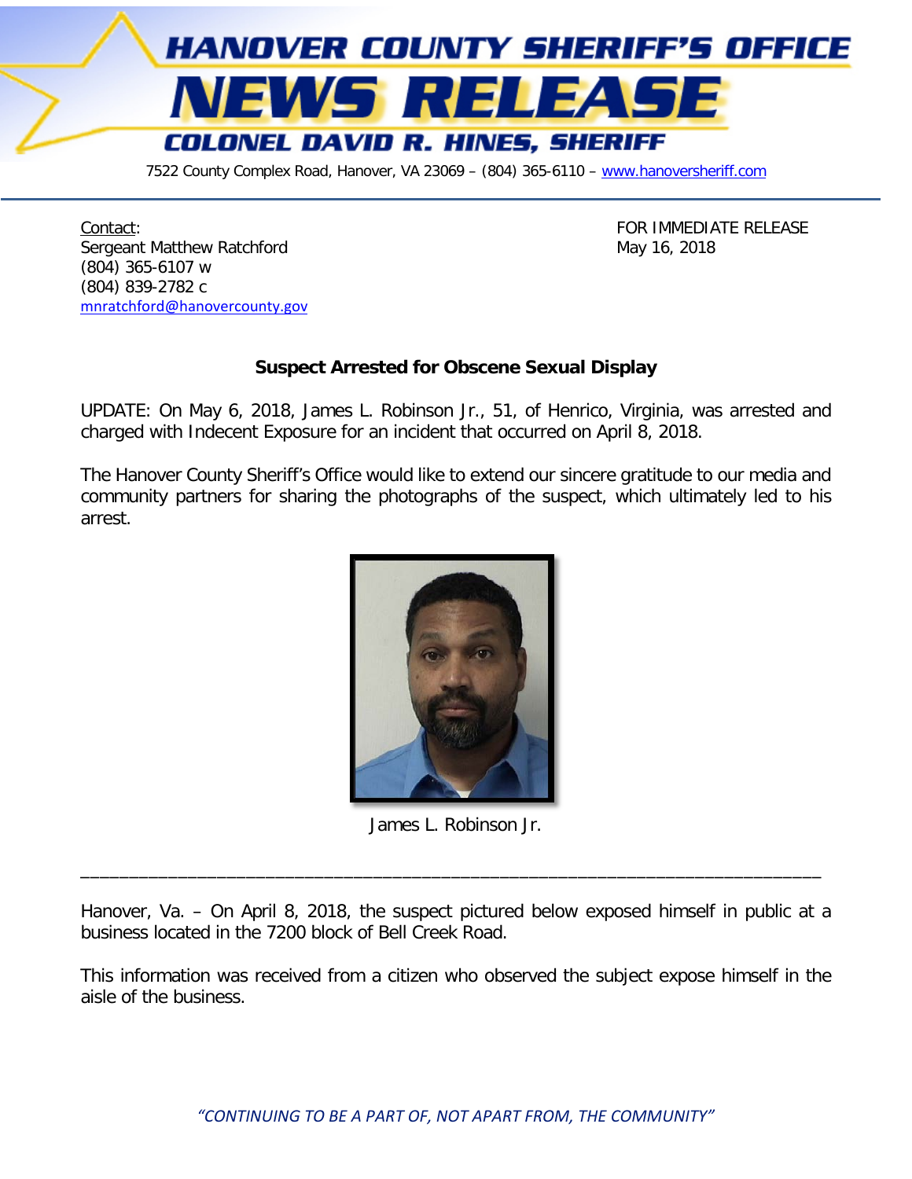# HANOVER COUNTY SHERIFF'S OFFICE

# NEWS RELEASE

## COLONEL DAVID R. HINES, SHERIFF

7522 County Complex Road, Hanover, VA 23069 – (804) 365-6110 – www.hanoversheriff.com

Contact:
Sergeant Matthew Ratchford
(804) 365-6107 w
(804) 839-2782 c
mnratchford@hanovercounty.gov

FOR IMMEDIATE RELEASE
May 16, 2018

**Suspect Arrested for Obscene Sexual Display**

UPDATE: On May 6, 2018, James L. Robinson Jr., 51, of Henrico, Virginia, was arrested and charged with Indecent Exposure for an incident that occurred on April 8, 2018.

The Hanover County Sheriff's Office would like to extend our sincere gratitude to our media and community partners for sharing the photographs of the suspect, which ultimately led to his arrest.

James L. Robinson Jr.

---

Hanover, Va. – On April 8, 2018, the suspect pictured below exposed himself in public at a business located in the 7200 block of Bell Creek Road.

This information was received from a citizen who observed the subject expose himself in the aisle of the business.

*"CONTINUING TO BE A PART OF, NOT APART FROM, THE COMMUNITY"*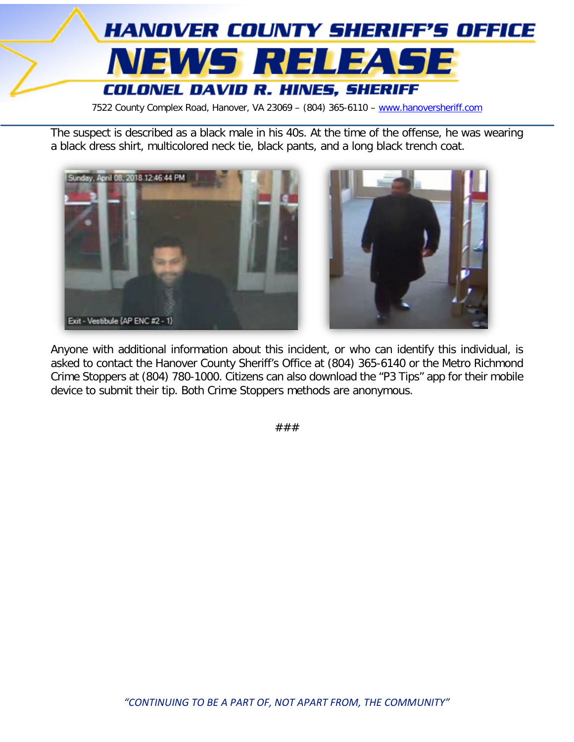The suspect is described as a black male in his 40s. At the time of the offense, he was wearing a black dress shirt, multicolored neck tie, black pants, and a long black trench coat.

Anyone with additional information about this incident, or who can identify this individual, is asked to contact the Hanover County Sheriff's Office at (804) 365-6140 or the Metro Richmond Crime Stoppers at (804) 780-1000. Citizens can also download the "P3 Tips" app for their mobile device to submit their tip. Both Crime Stoppers methods are anonymous.

###

*"CONTINUING TO BE A PART OF, NOT APART FROM, THE COMMUNITY"*